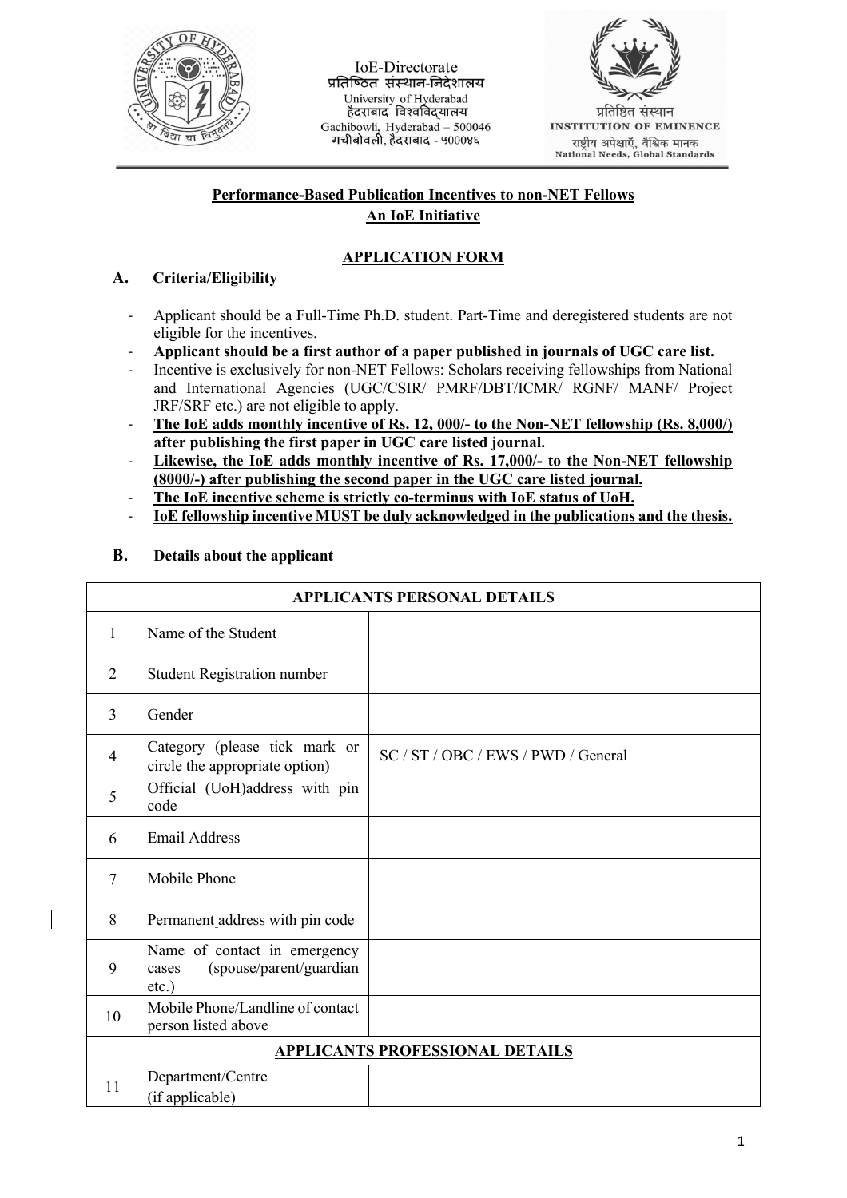IoE-Directorate
प्रतिष्ठित संस्थान-निदेशालय
University of Hyderabad
हैदराबाद विश्वविद्यालय
Gachibowli, Hyderabad – 500046
गचीबोवली, हैदराबाद - ५०००४६

प्रतिष्ठित संस्थान
INSTITUTION OF EMINENCE
राष्ट्रीय अपेक्षाएँ, वैश्विक मानक
National Needs, Global Standards

**Performance-Based Publication Incentives to non-NET Fellows**
**An IoE Initiative**

## APPLICATION FORM

### A. Criteria/Eligibility

- Applicant should be a Full-Time Ph.D. student. Part-Time and deregistered students are not eligible for the incentives.
- **Applicant should be a first author of a paper published in journals of UGC care list.**
- Incentive is exclusively for non-NET Fellows: Scholars receiving fellowships from National and International Agencies (UGC/CSIR/ PMRF/DBT/ICMR/ RGNF/ MANF/ Project JRF/SRF etc.) are not eligible to apply.
- **The IoE adds monthly incentive of Rs. 12, 000/- to the Non-NET fellowship (Rs. 8,000/) after publishing the first paper in UGC care listed journal.**
- **Likewise, the IoE adds monthly incentive of Rs. 17,000/- to the Non-NET fellowship (8000/-) after publishing the second paper in the UGC care listed journal.**
- **The IoE incentive scheme is strictly co-terminus with IoE status of UoH.**
- **IoE fellowship incentive MUST be duly acknowledged in the publications and the thesis.**

### B. Details about the applicant

| APPLICANTS PERSONAL DETAILS | | |
|---|---|---|
| 1 | Name of the Student | |
| 2 | Student Registration number | |
| 3 | Gender | |
| 4 | Category (please tick mark or circle the appropriate option) | SC / ST / OBC / EWS / PWD / General |
| 5 | Official (UoH)address with pin code | |
| 6 | Email Address | |
| 7 | Mobile Phone | |
| 8 | Permanent address with pin code | |
| 9 | Name of contact in emergency cases (spouse/parent/guardian etc.) | |
| 10 | Mobile Phone/Landline of contact person listed above | |
| **APPLICANTS PROFESSIONAL DETAILS** | | |
| 11 | Department/Centre (if applicable) | |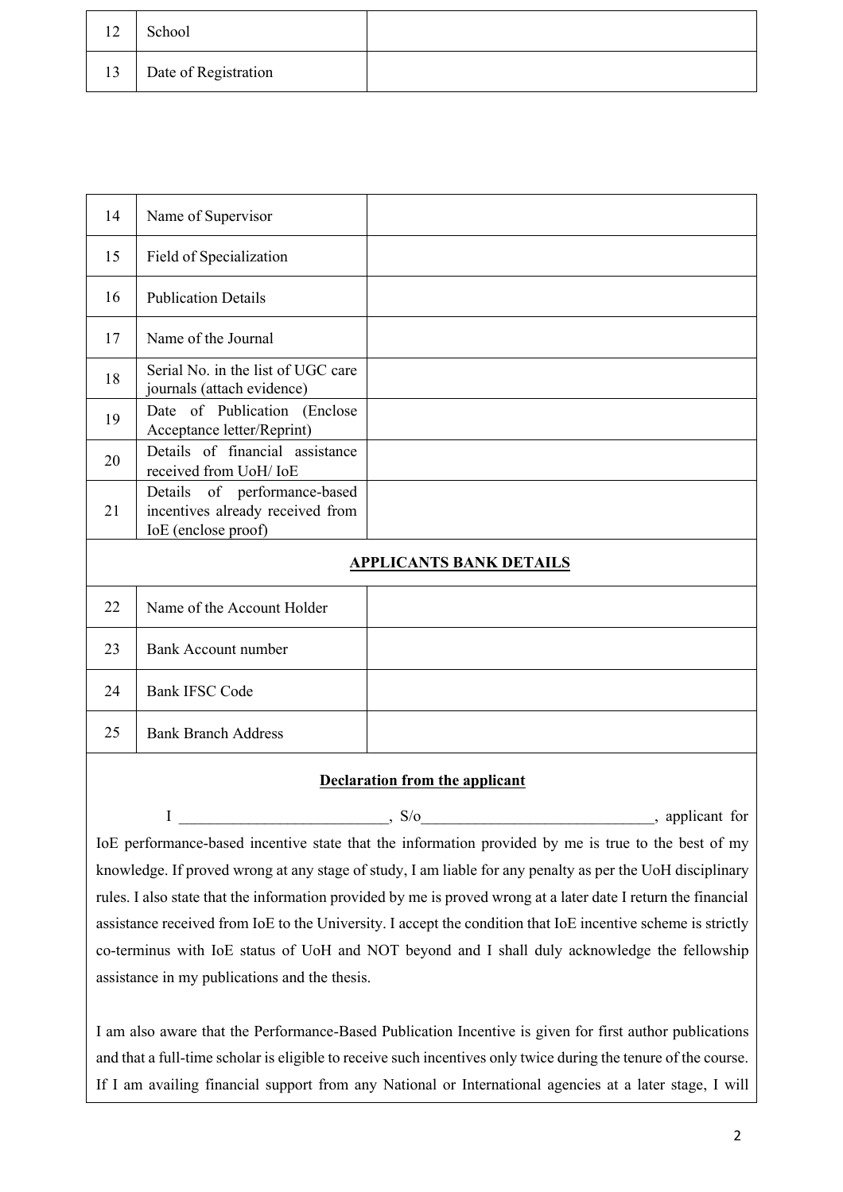| | | |
|---|---|---|
| 12 | School | |
| 13 | Date of Registration | |

| | | |
|---|---|---|
| 14 | Name of Supervisor | |
| 15 | Field of Specialization | |
| 16 | Publication Details | |
| 17 | Name of the Journal | |
| 18 | Serial No. in the list of UGC care journals (attach evidence) | |
| 19 | Date of Publication (Enclose Acceptance letter/Reprint) | |
| 20 | Details of financial assistance received from UoH/ IoE | |
| 21 | Details of performance-based incentives already received from IoE (enclose proof) | |
| **APPLICANTS BANK DETAILS** | | |
| 22 | Name of the Account Holder | |
| 23 | Bank Account number | |
| 24 | Bank IFSC Code | |
| 25 | Bank Branch Address | |

**Declaration from the applicant**

I __________________________, S/o_____________________________, applicant for IoE performance-based incentive state that the information provided by me is true to the best of my knowledge. If proved wrong at any stage of study, I am liable for any penalty as per the UoH disciplinary rules. I also state that the information provided by me is proved wrong at a later date I return the financial assistance received from IoE to the University. I accept the condition that IoE incentive scheme is strictly co-terminus with IoE status of UoH and NOT beyond and I shall duly acknowledge the fellowship assistance in my publications and the thesis.

I am also aware that the Performance-Based Publication Incentive is given for first author publications and that a full-time scholar is eligible to receive such incentives only twice during the tenure of the course. If I am availing financial support from any National or International agencies at a later stage, I will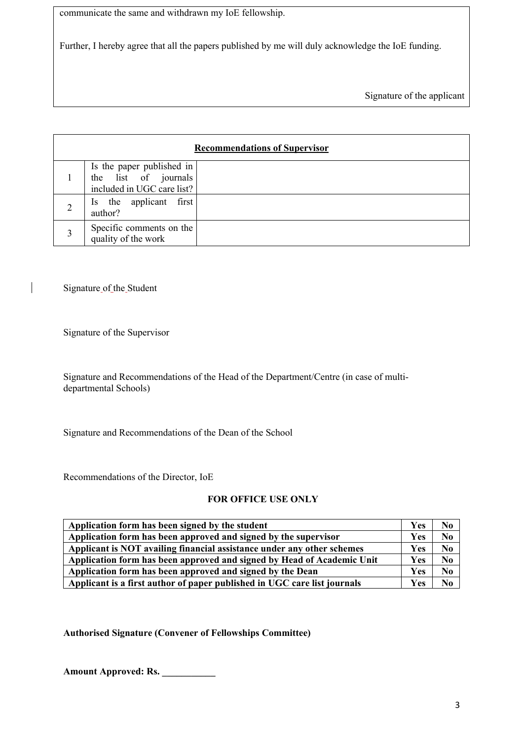communicate the same and withdrawn my IoE fellowship.

Further, I hereby agree that all the papers published by me will duly acknowledge the IoE funding.

Signature of the applicant

| **Recommendations of Supervisor** | | |
|---|---|---|
| 1 | Is the paper published in the list of journals included in UGC care list? | |
| 2 | Is the applicant first author? | |
| 3 | Specific comments on the quality of the work | |

Signature of the Student

Signature of the Supervisor

Signature and Recommendations of the Head of the Department/Centre (in case of multi-departmental Schools)

Signature and Recommendations of the Dean of the School

Recommendations of the Director, IoE

**FOR OFFICE USE ONLY**

| | | |
|---|---|---|
| **Application form has been signed by the student** | **Yes** | **No** |
| **Application form has been approved and signed by the supervisor** | **Yes** | **No** |
| **Applicant is NOT availing financial assistance under any other schemes** | **Yes** | **No** |
| **Application form has been approved and signed by Head of Academic Unit** | **Yes** | **No** |
| **Application form has been approved and signed by the Dean** | **Yes** | **No** |
| **Applicant is a first author of paper published in UGC care list journals** | **Yes** | **No** |

**Authorised Signature (Convener of Fellowships Committee)**

**Amount Approved: Rs. ___________**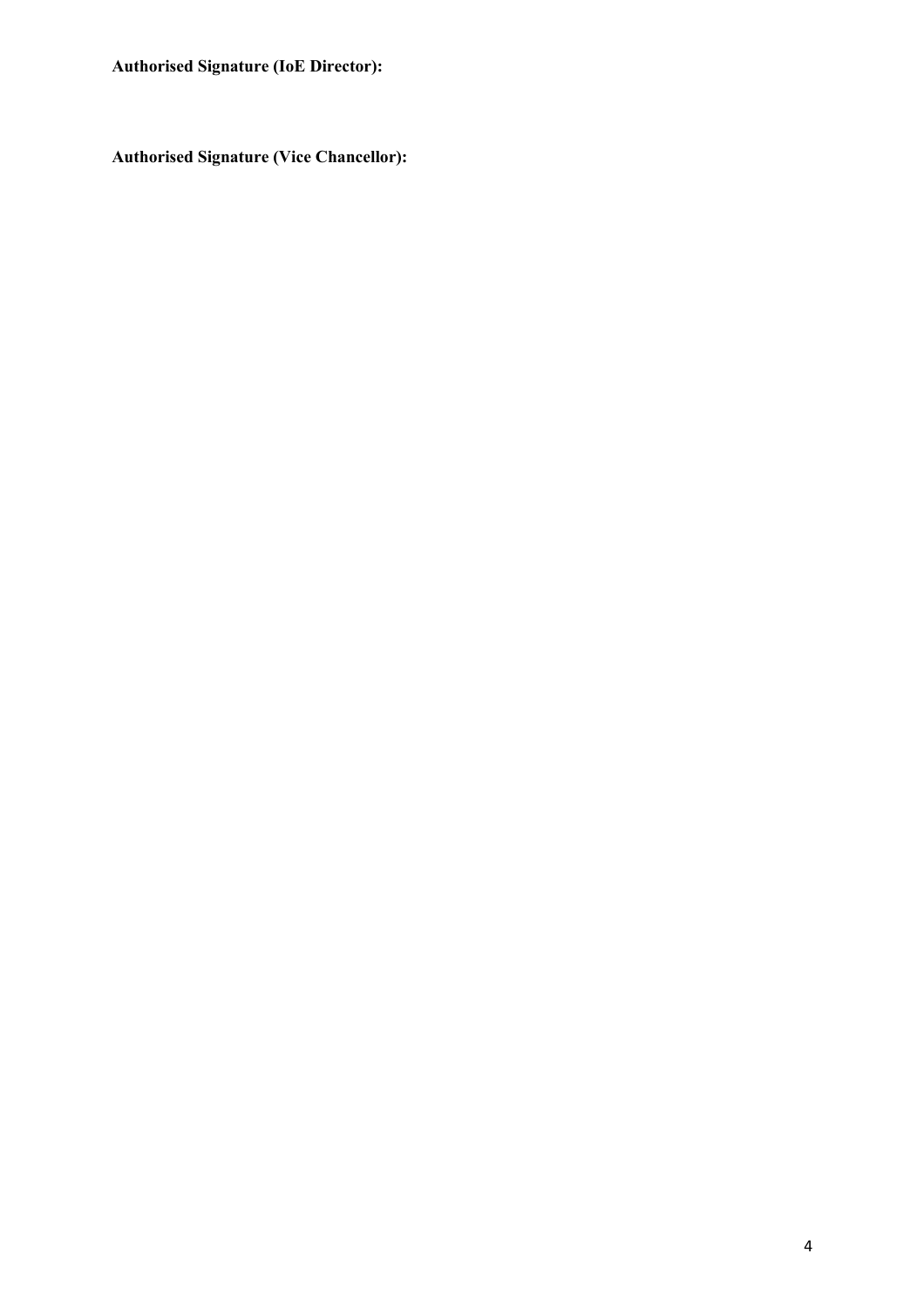**Authorised Signature (IoE Director):**

**Authorised Signature (Vice Chancellor):**